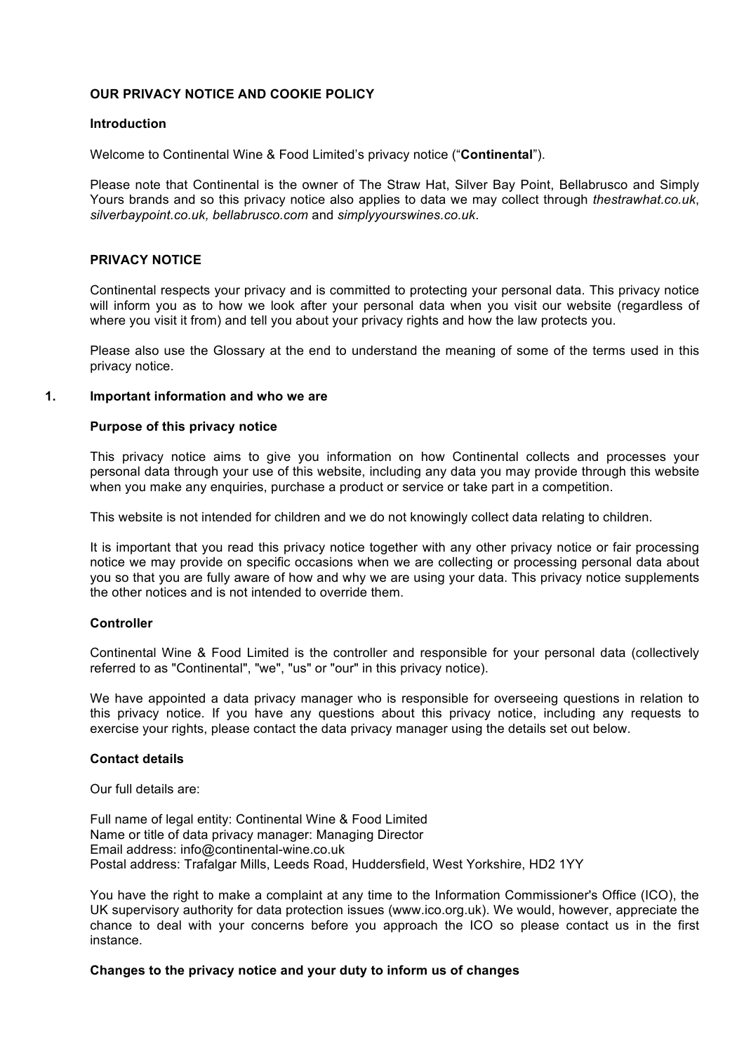# OUR PRIVACY NOTICE AND COOKIE POLICY

## Introduction

Welcome to Continental Wine & Food Limited's privacy notice ("**Continental**").

Please note that Continental is the owner of The Straw Hat, Silver Bay Point, Bellabrusco and Simply Yours brands and so this privacy notice also applies to data we may collect through *thestrawhat.co.uk*, *silverbaypoint.co.uk, bellabrusco.com* and *simplyyourswines.co.uk*.

## PRIVACY NOTICE

Continental respects your privacy and is committed to protecting your personal data. This privacy notice will inform you as to how we look after your personal data when you visit our website (regardless of where you visit it from) and tell you about your privacy rights and how the law protects you.

Please also use the Glossary at the end to understand the meaning of some of the terms used in this privacy notice.

## 1. Important information and who we are

### Purpose of this privacy notice

This privacy notice aims to give you information on how Continental collects and processes your personal data through your use of this website, including any data you may provide through this website when you make any enquiries, purchase a product or service or take part in a competition.

This website is not intended for children and we do not knowingly collect data relating to children.

It is important that you read this privacy notice together with any other privacy notice or fair processing notice we may provide on specific occasions when we are collecting or processing personal data about you so that you are fully aware of how and why we are using your data. This privacy notice supplements the other notices and is not intended to override them.

### Controller

Continental Wine & Food Limited is the controller and responsible for your personal data (collectively referred to as "Continental", "we", "us" or "our" in this privacy notice).

We have appointed a data privacy manager who is responsible for overseeing questions in relation to this privacy notice. If you have any questions about this privacy notice, including any requests to exercise your rights, please contact the data privacy manager using the details set out below.

### Contact details

Our full details are:

Full name of legal entity: Continental Wine & Food Limited
Name or title of data privacy manager: Managing Director
Email address: info@continental-wine.co.uk
Postal address: Trafalgar Mills, Leeds Road, Huddersfield, West Yorkshire, HD2 1YY

You have the right to make a complaint at any time to the Information Commissioner's Office (ICO), the UK supervisory authority for data protection issues (www.ico.org.uk). We would, however, appreciate the chance to deal with your concerns before you approach the ICO so please contact us in the first instance.

### Changes to the privacy notice and your duty to inform us of changes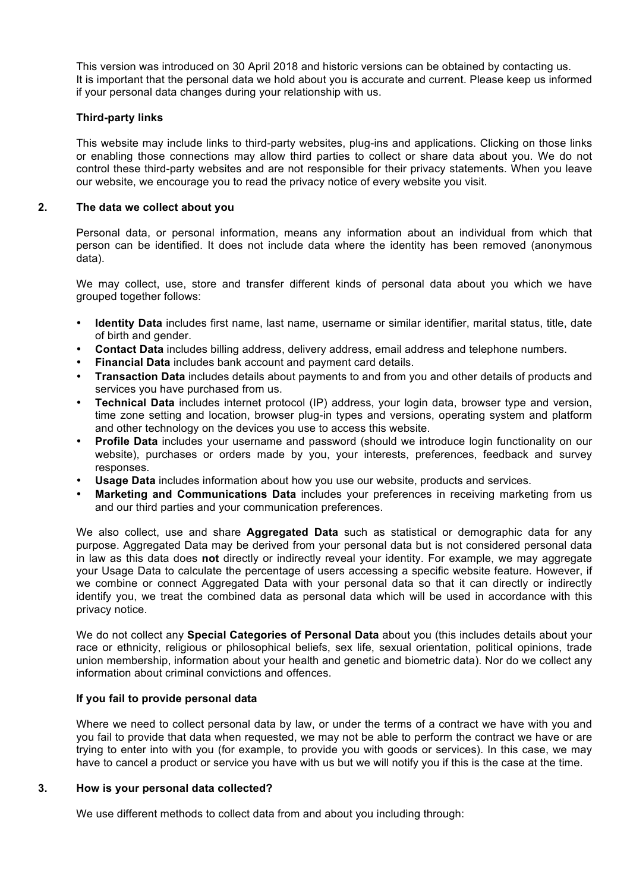This version was introduced on 30 April 2018 and historic versions can be obtained by contacting us. It is important that the personal data we hold about you is accurate and current. Please keep us informed if your personal data changes during your relationship with us.

**Third-party links**

This website may include links to third-party websites, plug-ins and applications. Clicking on those links or enabling those connections may allow third parties to collect or share data about you. We do not control these third-party websites and are not responsible for their privacy statements. When you leave our website, we encourage you to read the privacy notice of every website you visit.

## 2. The data we collect about you

Personal data, or personal information, means any information about an individual from which that person can be identified. It does not include data where the identity has been removed (anonymous data).

We may collect, use, store and transfer different kinds of personal data about you which we have grouped together follows:

- **Identity Data** includes first name, last name, username or similar identifier, marital status, title, date of birth and gender.
- **Contact Data** includes billing address, delivery address, email address and telephone numbers.
- **Financial Data** includes bank account and payment card details.
- **Transaction Data** includes details about payments to and from you and other details of products and services you have purchased from us.
- **Technical Data** includes internet protocol (IP) address, your login data, browser type and version, time zone setting and location, browser plug-in types and versions, operating system and platform and other technology on the devices you use to access this website.
- **Profile Data** includes your username and password (should we introduce login functionality on our website), purchases or orders made by you, your interests, preferences, feedback and survey responses.
- **Usage Data** includes information about how you use our website, products and services.
- **Marketing and Communications Data** includes your preferences in receiving marketing from us and our third parties and your communication preferences.

We also collect, use and share **Aggregated Data** such as statistical or demographic data for any purpose. Aggregated Data may be derived from your personal data but is not considered personal data in law as this data does **not** directly or indirectly reveal your identity. For example, we may aggregate your Usage Data to calculate the percentage of users accessing a specific website feature. However, if we combine or connect Aggregated Data with your personal data so that it can directly or indirectly identify you, we treat the combined data as personal data which will be used in accordance with this privacy notice.

We do not collect any **Special Categories of Personal Data** about you (this includes details about your race or ethnicity, religious or philosophical beliefs, sex life, sexual orientation, political opinions, trade union membership, information about your health and genetic and biometric data). Nor do we collect any information about criminal convictions and offences.

**If you fail to provide personal data**

Where we need to collect personal data by law, or under the terms of a contract we have with you and you fail to provide that data when requested, we may not be able to perform the contract we have or are trying to enter into with you (for example, to provide you with goods or services). In this case, we may have to cancel a product or service you have with us but we will notify you if this is the case at the time.

## 3. How is your personal data collected?

We use different methods to collect data from and about you including through: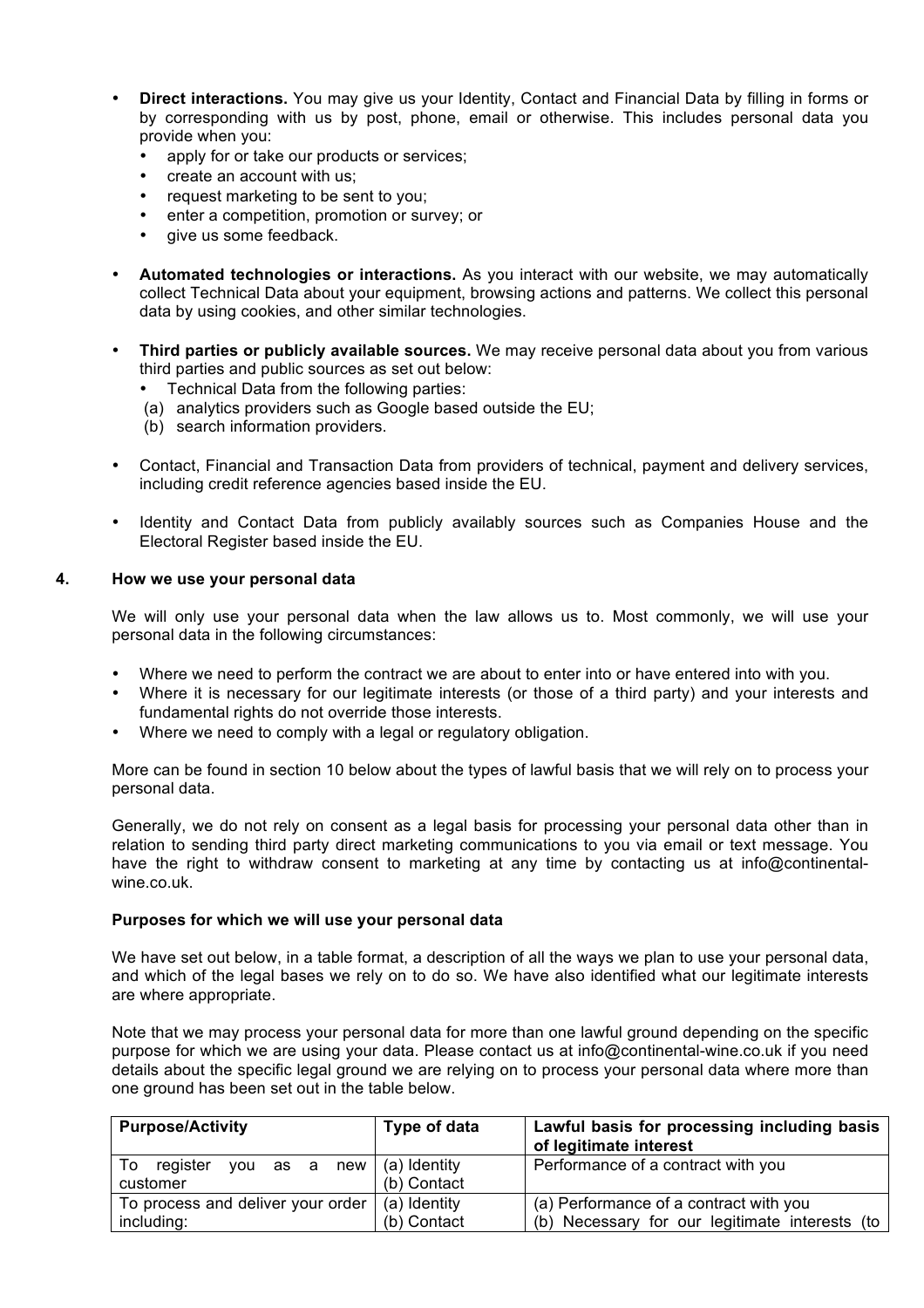- **Direct interactions.** You may give us your Identity, Contact and Financial Data by filling in forms or by corresponding with us by post, phone, email or otherwise. This includes personal data you provide when you:
  - apply for or take our products or services;
  - create an account with us;
  - request marketing to be sent to you;
  - enter a competition, promotion or survey; or
  - give us some feedback.

- **Automated technologies or interactions.** As you interact with our website, we may automatically collect Technical Data about your equipment, browsing actions and patterns. We collect this personal data by using cookies, and other similar technologies.

- **Third parties or publicly available sources.** We may receive personal data about you from various third parties and public sources as set out below:
  - Technical Data from the following parties:
  
  (a) analytics providers such as Google based outside the EU;
  
  (b) search information providers.

- Contact, Financial and Transaction Data from providers of technical, payment and delivery services, including credit reference agencies based inside the EU.

- Identity and Contact Data from publicly availably sources such as Companies House and the Electoral Register based inside the EU.

## 4. How we use your personal data

We will only use your personal data when the law allows us to. Most commonly, we will use your personal data in the following circumstances:

- Where we need to perform the contract we are about to enter into or have entered into with you.
- Where it is necessary for our legitimate interests (or those of a third party) and your interests and fundamental rights do not override those interests.
- Where we need to comply with a legal or regulatory obligation.

More can be found in section 10 below about the types of lawful basis that we will rely on to process your personal data.

Generally, we do not rely on consent as a legal basis for processing your personal data other than in relation to sending third party direct marketing communications to you via email or text message. You have the right to withdraw consent to marketing at any time by contacting us at info@continental-wine.co.uk.

**Purposes for which we will use your personal data**

We have set out below, in a table format, a description of all the ways we plan to use your personal data, and which of the legal bases we rely on to do so. We have also identified what our legitimate interests are where appropriate.

Note that we may process your personal data for more than one lawful ground depending on the specific purpose for which we are using your data. Please contact us at info@continental-wine.co.uk if you need details about the specific legal ground we are relying on to process your personal data where more than one ground has been set out in the table below.

| **Purpose/Activity** | **Type of data** | **Lawful basis for processing including basis of legitimate interest** |
|---|---|---|
| To register you as a new customer | (a) Identity<br>(b) Contact | Performance of a contract with you |
| To process and deliver your order including: | (a) Identity<br>(b) Contact | (a) Performance of a contract with you<br>(b) Necessary for our legitimate interests (to |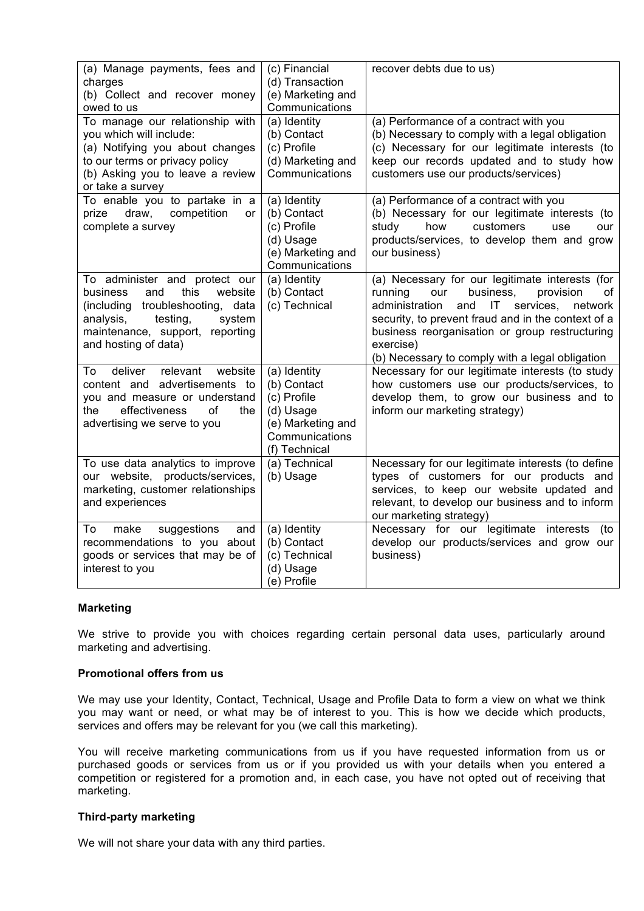| | | |
|---|---|---|
| (a) Manage payments, fees and charges<br>(b) Collect and recover money owed to us | (c) Financial<br>(d) Transaction<br>(e) Marketing and Communications | recover debts due to us) |
| To manage our relationship with you which will include:<br>(a) Notifying you about changes to our terms or privacy policy<br>(b) Asking you to leave a review or take a survey | (a) Identity<br>(b) Contact<br>(c) Profile<br>(d) Marketing and Communications | (a) Performance of a contract with you<br>(b) Necessary to comply with a legal obligation<br>(c) Necessary for our legitimate interests (to keep our records updated and to study how customers use our products/services) |
| To enable you to partake in a prize draw, competition or complete a survey | (a) Identity<br>(b) Contact<br>(c) Profile<br>(d) Usage<br>(e) Marketing and Communications | (a) Performance of a contract with you<br>(b) Necessary for our legitimate interests (to study how customers use our products/services, to develop them and grow our business) |
| To administer and protect our business and this website (including troubleshooting, data analysis, testing, system maintenance, support, reporting and hosting of data) | (a) Identity<br>(b) Contact<br>(c) Technical | (a) Necessary for our legitimate interests (for running our business, provision of administration and IT services, network security, to prevent fraud and in the context of a business reorganisation or group restructuring exercise)<br>(b) Necessary to comply with a legal obligation |
| To deliver relevant website content and advertisements to you and measure or understand the effectiveness of the advertising we serve to you | (a) Identity<br>(b) Contact<br>(c) Profile<br>(d) Usage<br>(e) Marketing and Communications<br>(f) Technical | Necessary for our legitimate interests (to study how customers use our products/services, to develop them, to grow our business and to inform our marketing strategy) |
| To use data analytics to improve our website, products/services, marketing, customer relationships and experiences | (a) Technical<br>(b) Usage | Necessary for our legitimate interests (to define types of customers for our products and services, to keep our website updated and relevant, to develop our business and to inform our marketing strategy) |
| To make suggestions and recommendations to you about goods or services that may be of interest to you | (a) Identity<br>(b) Contact<br>(c) Technical<br>(d) Usage<br>(e) Profile | Necessary for our legitimate interests (to develop our products/services and grow our business) |

**Marketing**

We strive to provide you with choices regarding certain personal data uses, particularly around marketing and advertising.

**Promotional offers from us**

We may use your Identity, Contact, Technical, Usage and Profile Data to form a view on what we think you may want or need, or what may be of interest to you. This is how we decide which products, services and offers may be relevant for you (we call this marketing).

You will receive marketing communications from us if you have requested information from us or purchased goods or services from us or if you provided us with your details when you entered a competition or registered for a promotion and, in each case, you have not opted out of receiving that marketing.

**Third-party marketing**

We will not share your data with any third parties.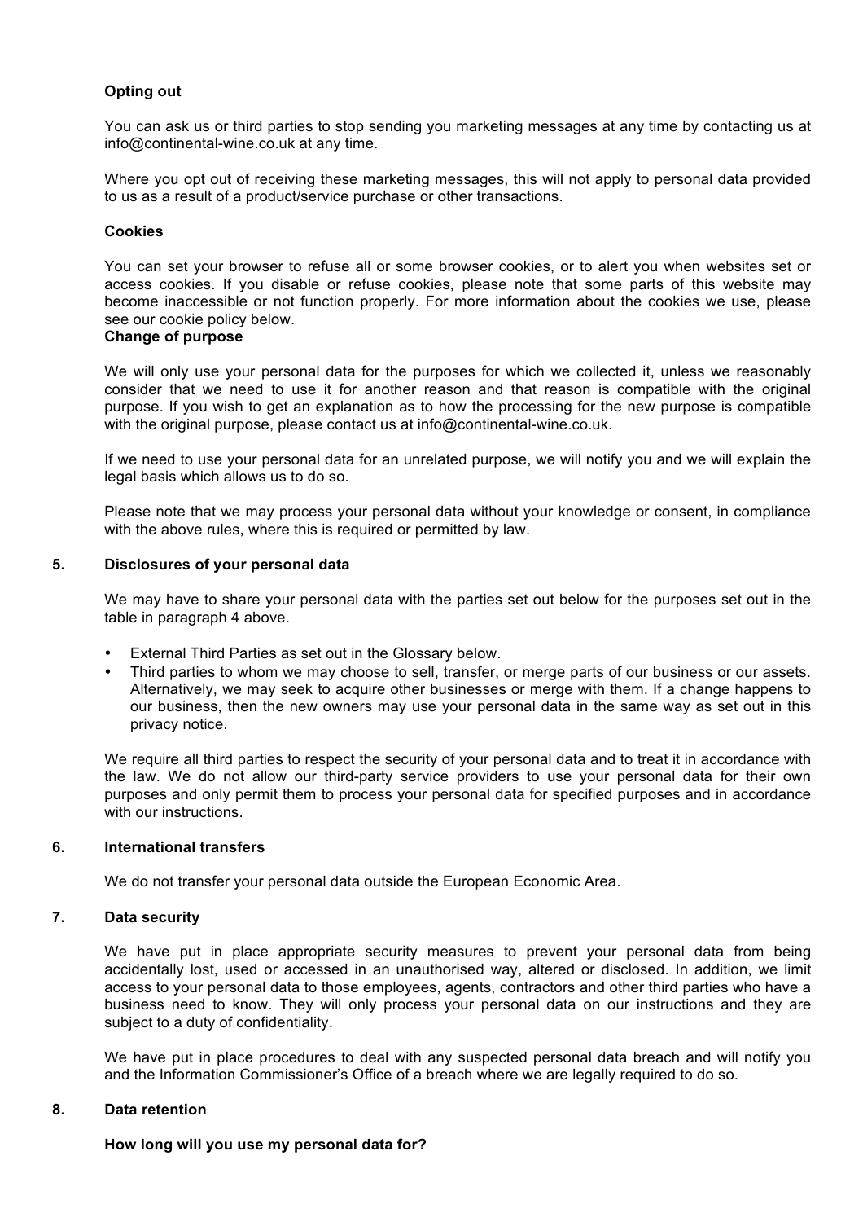**Opting out**

You can ask us or third parties to stop sending you marketing messages at any time by contacting us at info@continental-wine.co.uk at any time.

Where you opt out of receiving these marketing messages, this will not apply to personal data provided to us as a result of a product/service purchase or other transactions.

**Cookies**

You can set your browser to refuse all or some browser cookies, or to alert you when websites set or access cookies. If you disable or refuse cookies, please note that some parts of this website may become inaccessible or not function properly. For more information about the cookies we use, please see our cookie policy below.

**Change of purpose**

We will only use your personal data for the purposes for which we collected it, unless we reasonably consider that we need to use it for another reason and that reason is compatible with the original purpose. If you wish to get an explanation as to how the processing for the new purpose is compatible with the original purpose, please contact us at info@continental-wine.co.uk.

If we need to use your personal data for an unrelated purpose, we will notify you and we will explain the legal basis which allows us to do so.

Please note that we may process your personal data without your knowledge or consent, in compliance with the above rules, where this is required or permitted by law.

## 5. Disclosures of your personal data

We may have to share your personal data with the parties set out below for the purposes set out in the table in paragraph 4 above.

- External Third Parties as set out in the Glossary below.
- Third parties to whom we may choose to sell, transfer, or merge parts of our business or our assets. Alternatively, we may seek to acquire other businesses or merge with them. If a change happens to our business, then the new owners may use your personal data in the same way as set out in this privacy notice.

We require all third parties to respect the security of your personal data and to treat it in accordance with the law. We do not allow our third-party service providers to use your personal data for their own purposes and only permit them to process your personal data for specified purposes and in accordance with our instructions.

## 6. International transfers

We do not transfer your personal data outside the European Economic Area.

## 7. Data security

We have put in place appropriate security measures to prevent your personal data from being accidentally lost, used or accessed in an unauthorised way, altered or disclosed. In addition, we limit access to your personal data to those employees, agents, contractors and other third parties who have a business need to know. They will only process your personal data on our instructions and they are subject to a duty of confidentiality.

We have put in place procedures to deal with any suspected personal data breach and will notify you and the Information Commissioner's Office of a breach where we are legally required to do so.

## 8. Data retention

**How long will you use my personal data for?**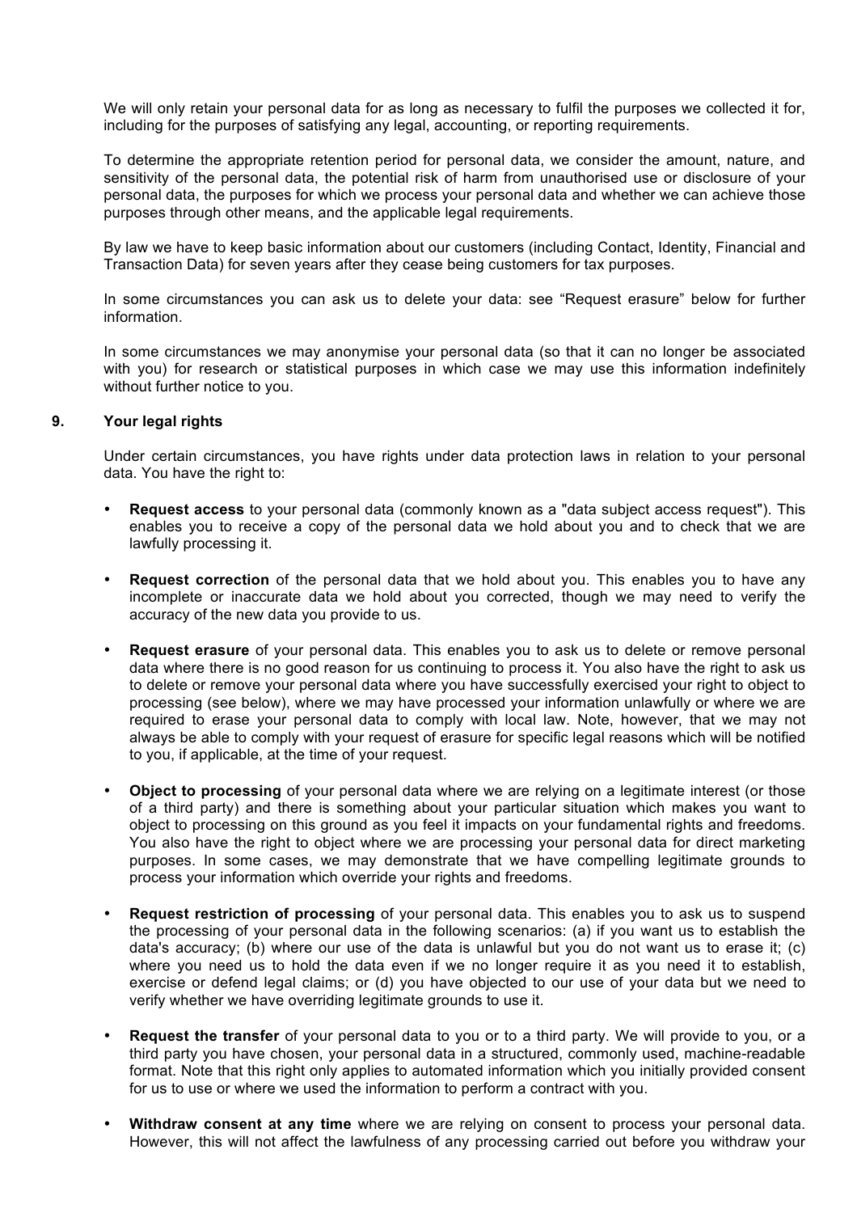We will only retain your personal data for as long as necessary to fulfil the purposes we collected it for, including for the purposes of satisfying any legal, accounting, or reporting requirements.

To determine the appropriate retention period for personal data, we consider the amount, nature, and sensitivity of the personal data, the potential risk of harm from unauthorised use or disclosure of your personal data, the purposes for which we process your personal data and whether we can achieve those purposes through other means, and the applicable legal requirements.

By law we have to keep basic information about our customers (including Contact, Identity, Financial and Transaction Data) for seven years after they cease being customers for tax purposes.

In some circumstances you can ask us to delete your data: see "Request erasure" below for further information.

In some circumstances we may anonymise your personal data (so that it can no longer be associated with you) for research or statistical purposes in which case we may use this information indefinitely without further notice to you.

## 9. Your legal rights

Under certain circumstances, you have rights under data protection laws in relation to your personal data. You have the right to:

- **Request access** to your personal data (commonly known as a "data subject access request"). This enables you to receive a copy of the personal data we hold about you and to check that we are lawfully processing it.
- **Request correction** of the personal data that we hold about you. This enables you to have any incomplete or inaccurate data we hold about you corrected, though we may need to verify the accuracy of the new data you provide to us.
- **Request erasure** of your personal data. This enables you to ask us to delete or remove personal data where there is no good reason for us continuing to process it. You also have the right to ask us to delete or remove your personal data where you have successfully exercised your right to object to processing (see below), where we may have processed your information unlawfully or where we are required to erase your personal data to comply with local law. Note, however, that we may not always be able to comply with your request of erasure for specific legal reasons which will be notified to you, if applicable, at the time of your request.
- **Object to processing** of your personal data where we are relying on a legitimate interest (or those of a third party) and there is something about your particular situation which makes you want to object to processing on this ground as you feel it impacts on your fundamental rights and freedoms. You also have the right to object where we are processing your personal data for direct marketing purposes. In some cases, we may demonstrate that we have compelling legitimate grounds to process your information which override your rights and freedoms.
- **Request restriction of processing** of your personal data. This enables you to ask us to suspend the processing of your personal data in the following scenarios: (a) if you want us to establish the data's accuracy; (b) where our use of the data is unlawful but you do not want us to erase it; (c) where you need us to hold the data even if we no longer require it as you need it to establish, exercise or defend legal claims; or (d) you have objected to our use of your data but we need to verify whether we have overriding legitimate grounds to use it.
- **Request the transfer** of your personal data to you or to a third party. We will provide to you, or a third party you have chosen, your personal data in a structured, commonly used, machine-readable format. Note that this right only applies to automated information which you initially provided consent for us to use or where we used the information to perform a contract with you.
- **Withdraw consent at any time** where we are relying on consent to process your personal data. However, this will not affect the lawfulness of any processing carried out before you withdraw your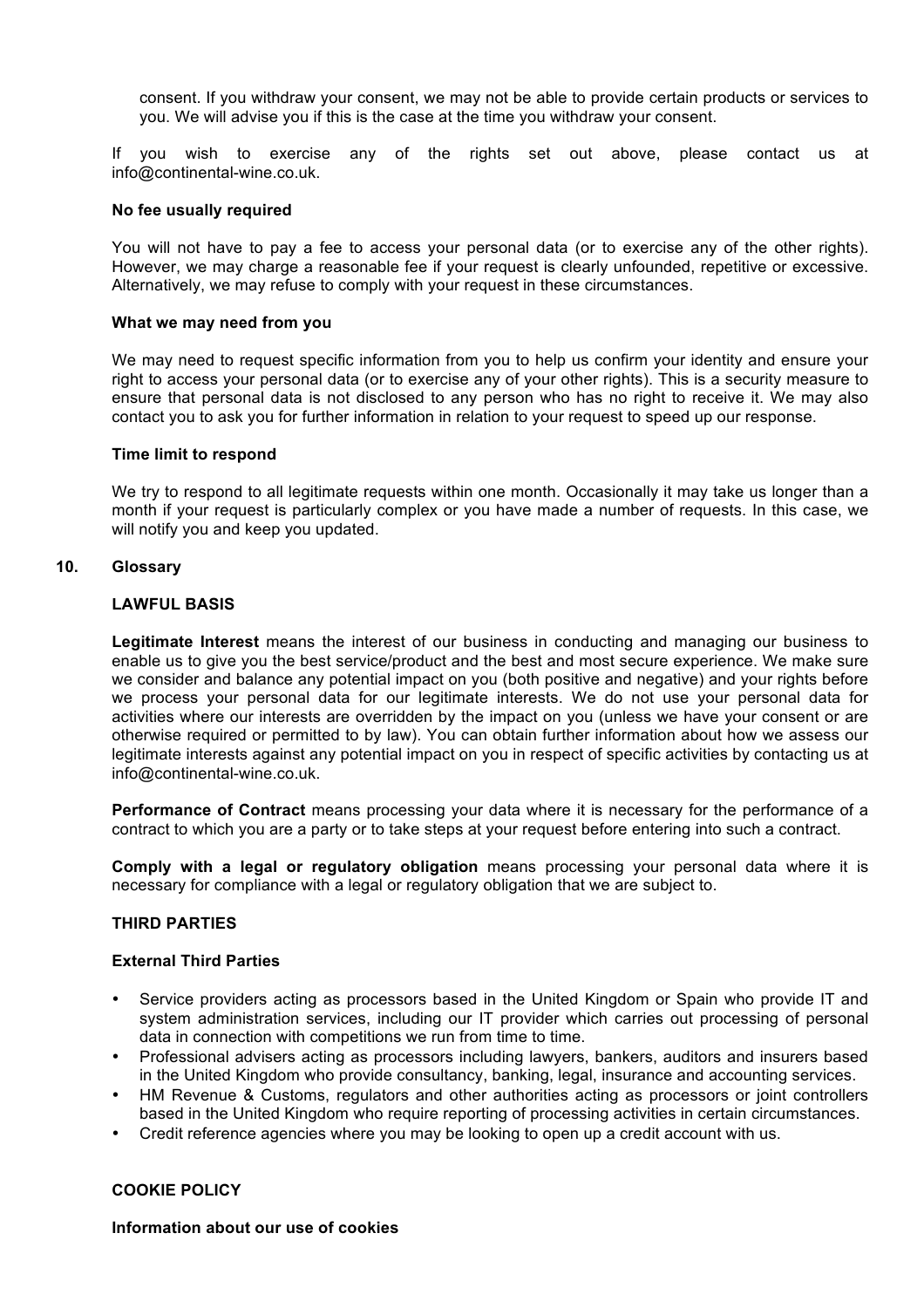consent. If you withdraw your consent, we may not be able to provide certain products or services to you. We will advise you if this is the case at the time you withdraw your consent.

If you wish to exercise any of the rights set out above, please contact us at info@continental-wine.co.uk.

**No fee usually required**

You will not have to pay a fee to access your personal data (or to exercise any of the other rights). However, we may charge a reasonable fee if your request is clearly unfounded, repetitive or excessive. Alternatively, we may refuse to comply with your request in these circumstances.

**What we may need from you**

We may need to request specific information from you to help us confirm your identity and ensure your right to access your personal data (or to exercise any of your other rights). This is a security measure to ensure that personal data is not disclosed to any person who has no right to receive it. We may also contact you to ask you for further information in relation to your request to speed up our response.

**Time limit to respond**

We try to respond to all legitimate requests within one month. Occasionally it may take us longer than a month if your request is particularly complex or you have made a number of requests. In this case, we will notify you and keep you updated.

## 10. Glossary

### LAWFUL BASIS

**Legitimate Interest** means the interest of our business in conducting and managing our business to enable us to give you the best service/product and the best and most secure experience. We make sure we consider and balance any potential impact on you (both positive and negative) and your rights before we process your personal data for our legitimate interests. We do not use your personal data for activities where our interests are overridden by the impact on you (unless we have your consent or are otherwise required or permitted to by law). You can obtain further information about how we assess our legitimate interests against any potential impact on you in respect of specific activities by contacting us at info@continental-wine.co.uk.

**Performance of Contract** means processing your data where it is necessary for the performance of a contract to which you are a party or to take steps at your request before entering into such a contract.

**Comply with a legal or regulatory obligation** means processing your personal data where it is necessary for compliance with a legal or regulatory obligation that we are subject to.

### THIRD PARTIES

**External Third Parties**

- Service providers acting as processors based in the United Kingdom or Spain who provide IT and system administration services, including our IT provider which carries out processing of personal data in connection with competitions we run from time to time.
- Professional advisers acting as processors including lawyers, bankers, auditors and insurers based in the United Kingdom who provide consultancy, banking, legal, insurance and accounting services.
- HM Revenue & Customs, regulators and other authorities acting as processors or joint controllers based in the United Kingdom who require reporting of processing activities in certain circumstances.
- Credit reference agencies where you may be looking to open up a credit account with us.

### COOKIE POLICY

**Information about our use of cookies**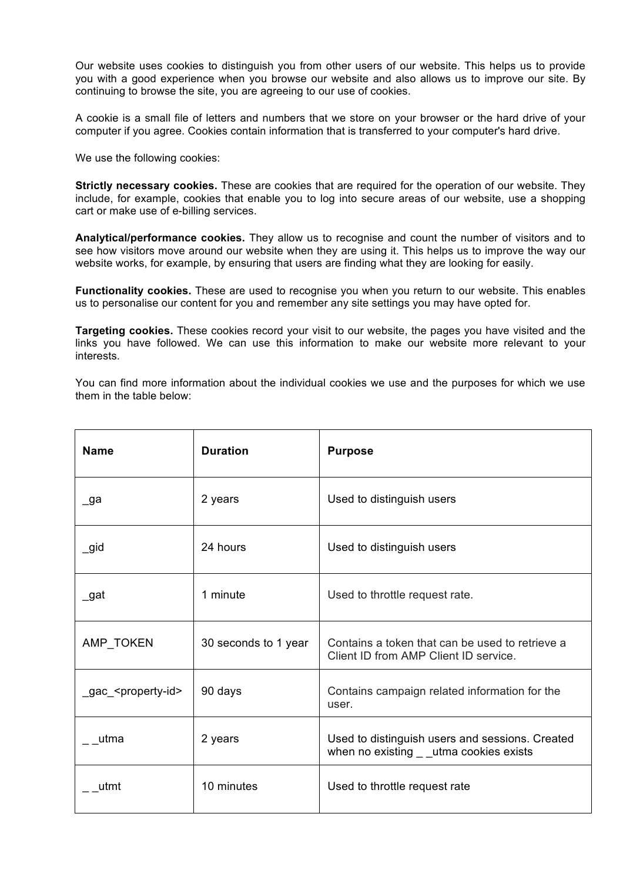Our website uses cookies to distinguish you from other users of our website. This helps us to provide you with a good experience when you browse our website and also allows us to improve our site. By continuing to browse the site, you are agreeing to our use of cookies.

A cookie is a small file of letters and numbers that we store on your browser or the hard drive of your computer if you agree. Cookies contain information that is transferred to your computer's hard drive.

We use the following cookies:

**Strictly necessary cookies.** These are cookies that are required for the operation of our website. They include, for example, cookies that enable you to log into secure areas of our website, use a shopping cart or make use of e-billing services.

**Analytical/performance cookies.** They allow us to recognise and count the number of visitors and to see how visitors move around our website when they are using it. This helps us to improve the way our website works, for example, by ensuring that users are finding what they are looking for easily.

**Functionality cookies.** These are used to recognise you when you return to our website. This enables us to personalise our content for you and remember any site settings you may have opted for.

**Targeting cookies.** These cookies record your visit to our website, the pages you have visited and the links you have followed. We can use this information to make our website more relevant to your interests.

You can find more information about the individual cookies we use and the purposes for which we use them in the table below:

| Name | Duration | Purpose |
|---|---|---|
| _ga | 2 years | Used to distinguish users |
| _gid | 24 hours | Used to distinguish users |
| _gat | 1 minute | Used to throttle request rate. |
| AMP_TOKEN | 30 seconds to 1 year | Contains a token that can be used to retrieve a Client ID from AMP Client ID service. |
| _gac_<property-id> | 90 days | Contains campaign related information for the user. |
| _ _utma | 2 years | Used to distinguish users and sessions. Created when no existing _ _utma cookies exists |
| _ _utmt | 10 minutes | Used to throttle request rate |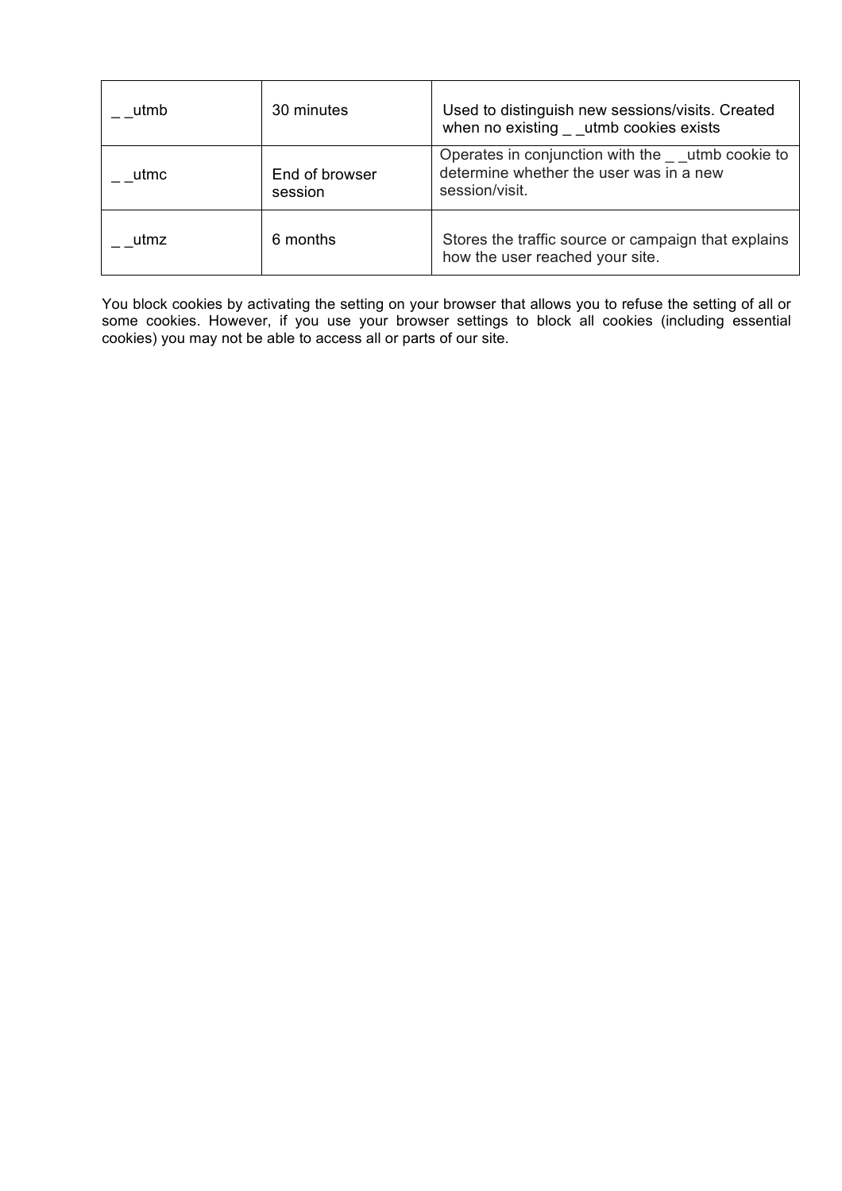| | | |
|---|---|---|
| _ _utmb | 30 minutes | Used to distinguish new sessions/visits. Created when no existing _ _utmb cookies exists |
| _ _utmc | End of browser session | Operates in conjunction with the _ _utmb cookie to determine whether the user was in a new session/visit. |
| _ _utmz | 6 months | Stores the traffic source or campaign that explains how the user reached your site. |

You block cookies by activating the setting on your browser that allows you to refuse the setting of all or some cookies. However, if you use your browser settings to block all cookies (including essential cookies) you may not be able to access all or parts of our site.